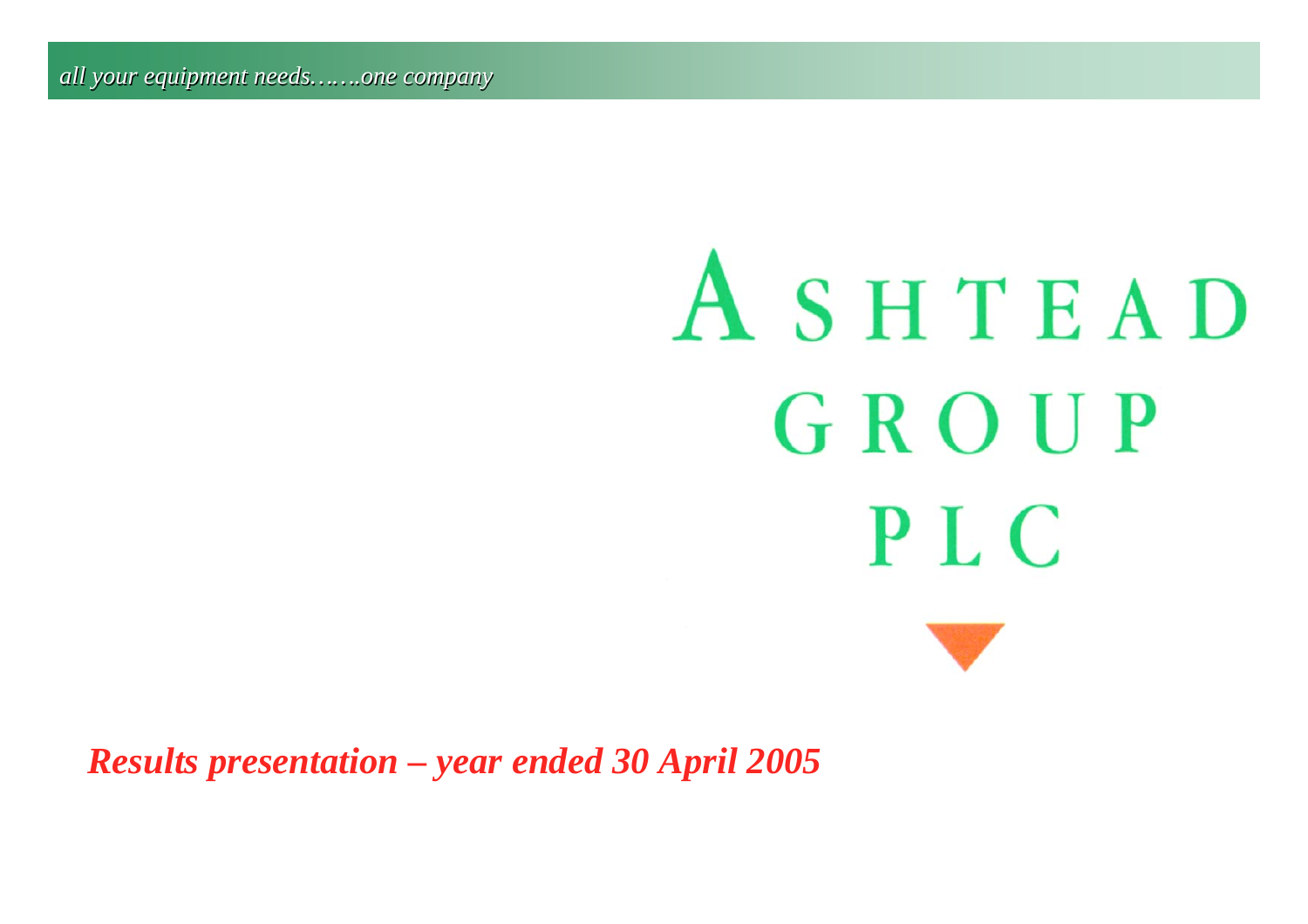*all your equipment needs…….one company*

# ASHTEAD GROUP PLC

***Results presentation – year ended 30 April 2005***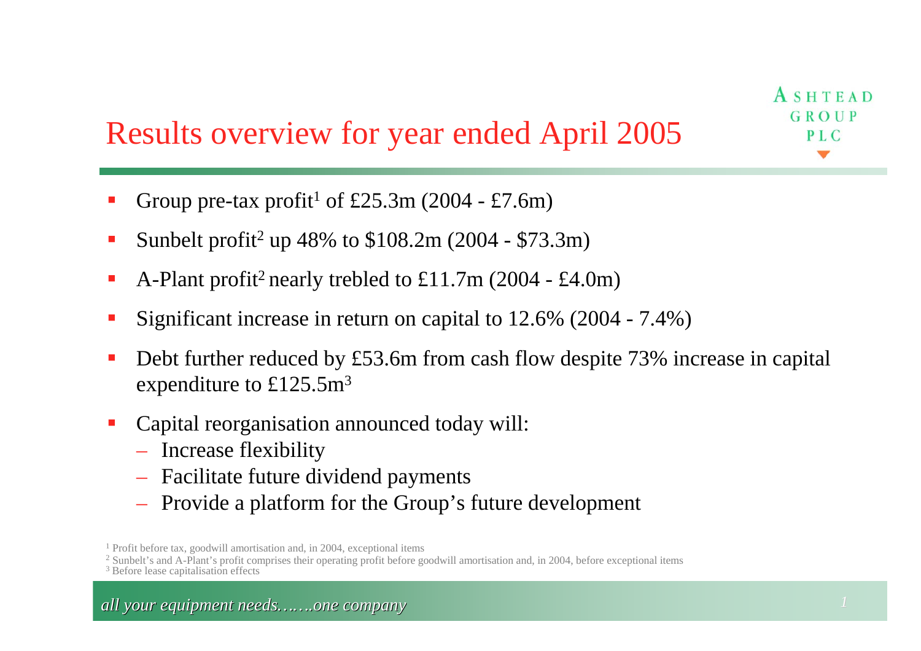# Results overview for year ended April 2005

- Group pre-tax profit[1] of £25.3m (2004 - £7.6m)
- Sunbelt profit[2] up 48% to $108.2m (2004 - $73.3m)
- A-Plant profit[2] nearly trebled to £11.7m (2004 - £4.0m)
- Significant increase in return on capital to 12.6% (2004 - 7.4%)
- Debt further reduced by £53.6m from cash flow despite 73% increase in capital expenditure to £125.5m[3]
- Capital reorganisation announced today will:
  - Increase flexibility
  - Facilitate future dividend payments
  - Provide a platform for the Group's future development

[1] Profit before tax, goodwill amortisation and, in 2004, exceptional items

[2] Sunbelt's and A-Plant's profit comprises their operating profit before goodwill amortisation and, in 2004, before exceptional items

[3] Before lease capitalisation effects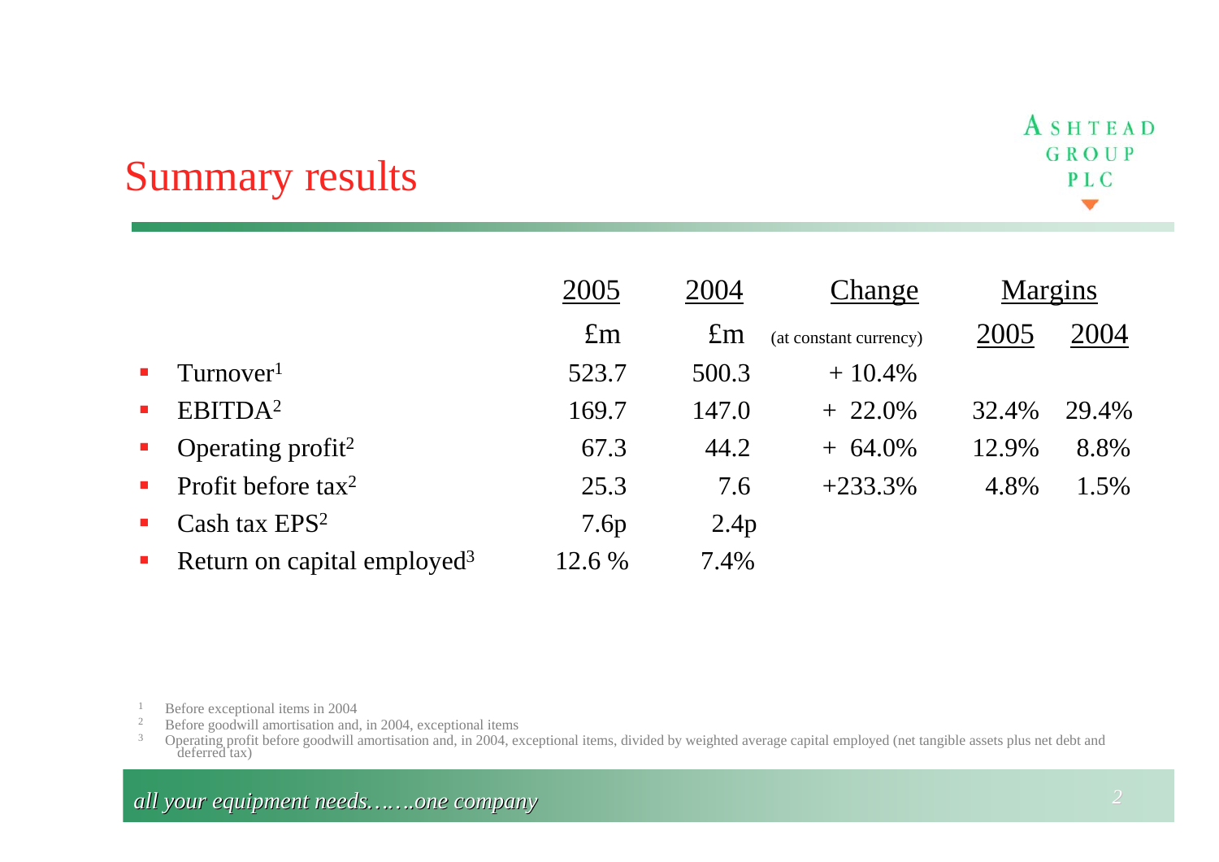# Summary results

| | 2005 | 2004 | Change | Margins | |
|---|---|---|---|---|---|
| | £m | £m | (at constant currency) | 2005 | 2004 |
| Turnover[1] | 523.7 | 500.3 | + 10.4% | | |
| EBITDA[2] | 169.7 | 147.0 | + 22.0% | 32.4% | 29.4% |
| Operating profit[2] | 67.3 | 44.2 | + 64.0% | 12.9% | 8.8% |
| Profit before tax[2] | 25.3 | 7.6 | +233.3% | 4.8% | 1.5% |
| Cash tax EPS[2] | 7.6p | 2.4p | | | |
| Return on capital employed[3] | 12.6 % | 7.4% | | | |

1 Before exceptional items in 2004

2 Before goodwill amortisation and, in 2004, exceptional items

3 Operating profit before goodwill amortisation and, in 2004, exceptional items, divided by weighted average capital employed (net tangible assets plus net debt and deferred tax)

*all your equipment needs…….one company*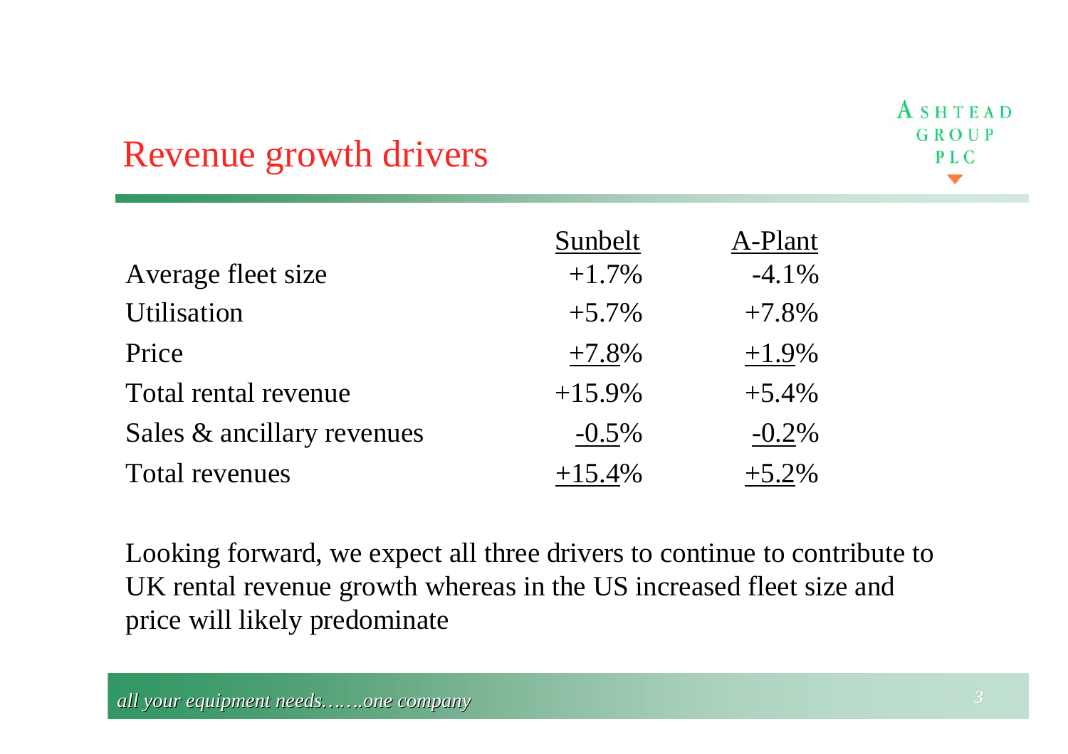## Revenue growth drivers

| | Sunbelt | A-Plant |
|---|---|---|
| Average fleet size | +1.7% | -4.1% |
| Utilisation | +5.7% | +7.8% |
| Price | +7.8% | +1.9% |
| Total rental revenue | +15.9% | +5.4% |
| Sales & ancillary revenues | -0.5% | -0.2% |
| Total revenues | +15.4% | +5.2% |

Looking forward, we expect all three drivers to continue to contribute to UK rental revenue growth whereas in the US increased fleet size and price will likely predominate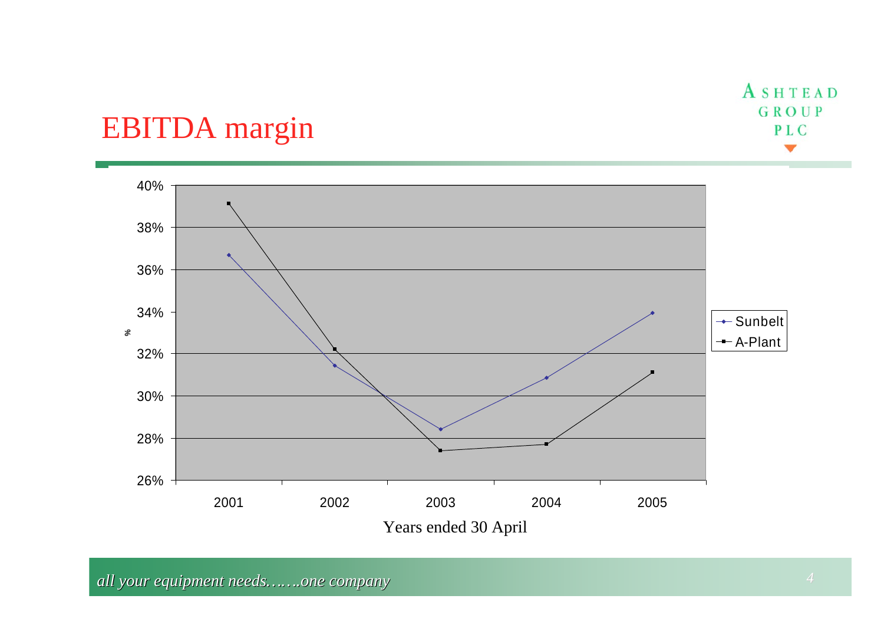# EBITDA margin

40%
38%
36%
34%
32%
30%
28%
26%

%

2001
2002
2003
2004
2005

Years ended 30 April

Sunbelt
A-Plant

*all your equipment needs…….one company*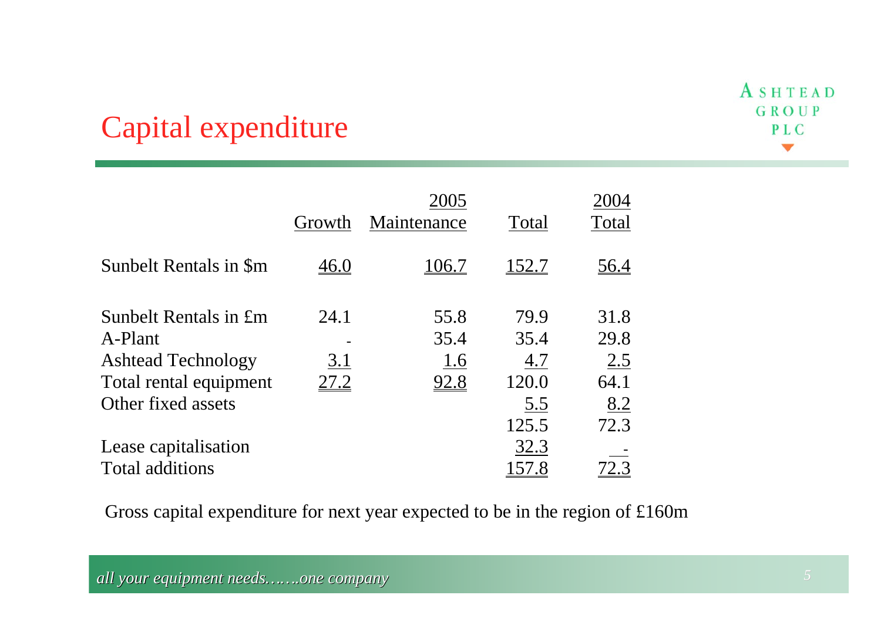# Capital expenditure

| | 2005 Growth | 2005 Maintenance | 2005 Total | 2004 Total |
|---|---|---|---|---|
| Sunbelt Rentals in $m | 46.0 | 106.7 | 152.7 | 56.4 |
| Sunbelt Rentals in £m | 24.1 | 55.8 | 79.9 | 31.8 |
| A-Plant | - | 35.4 | 35.4 | 29.8 |
| Ashtead Technology | 3.1 | 1.6 | 4.7 | 2.5 |
| Total rental equipment | 27.2 | 92.8 | 120.0 | 64.1 |
| Other fixed assets | | | 5.5 | 8.2 |
| | | | 125.5 | 72.3 |
| Lease capitalisation | | | 32.3 | - |
| Total additions | | | 157.8 | 72.3 |

Gross capital expenditure for next year expected to be in the region of £160m

*all your equipment needs…….one company*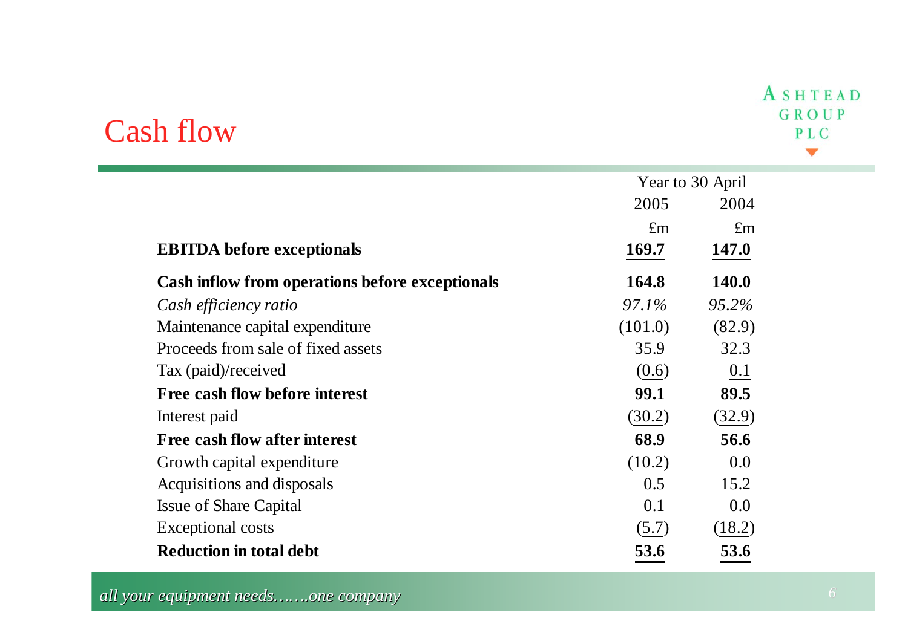# Cash flow

| | Year to 30 April | |
|---|---|---|
| | 2005 | 2004 |
| | £m | £m |
| **EBITDA before exceptionals** | **169.7** | **147.0** |
| **Cash inflow from operations before exceptionals** | **164.8** | **140.0** |
| *Cash efficiency ratio* | *97.1%* | *95.2%* |
| Maintenance capital expenditure | (101.0) | (82.9) |
| Proceeds from sale of fixed assets | 35.9 | 32.3 |
| Tax (paid)/received | (0.6) | 0.1 |
| **Free cash flow before interest** | **99.1** | **89.5** |
| Interest paid | (30.2) | (32.9) |
| **Free cash flow after interest** | **68.9** | **56.6** |
| Growth capital expenditure | (10.2) | 0.0 |
| Acquisitions and disposals | 0.5 | 15.2 |
| Issue of Share Capital | 0.1 | 0.0 |
| Exceptional costs | (5.7) | (18.2) |
| **Reduction in total debt** | **53.6** | **53.6** |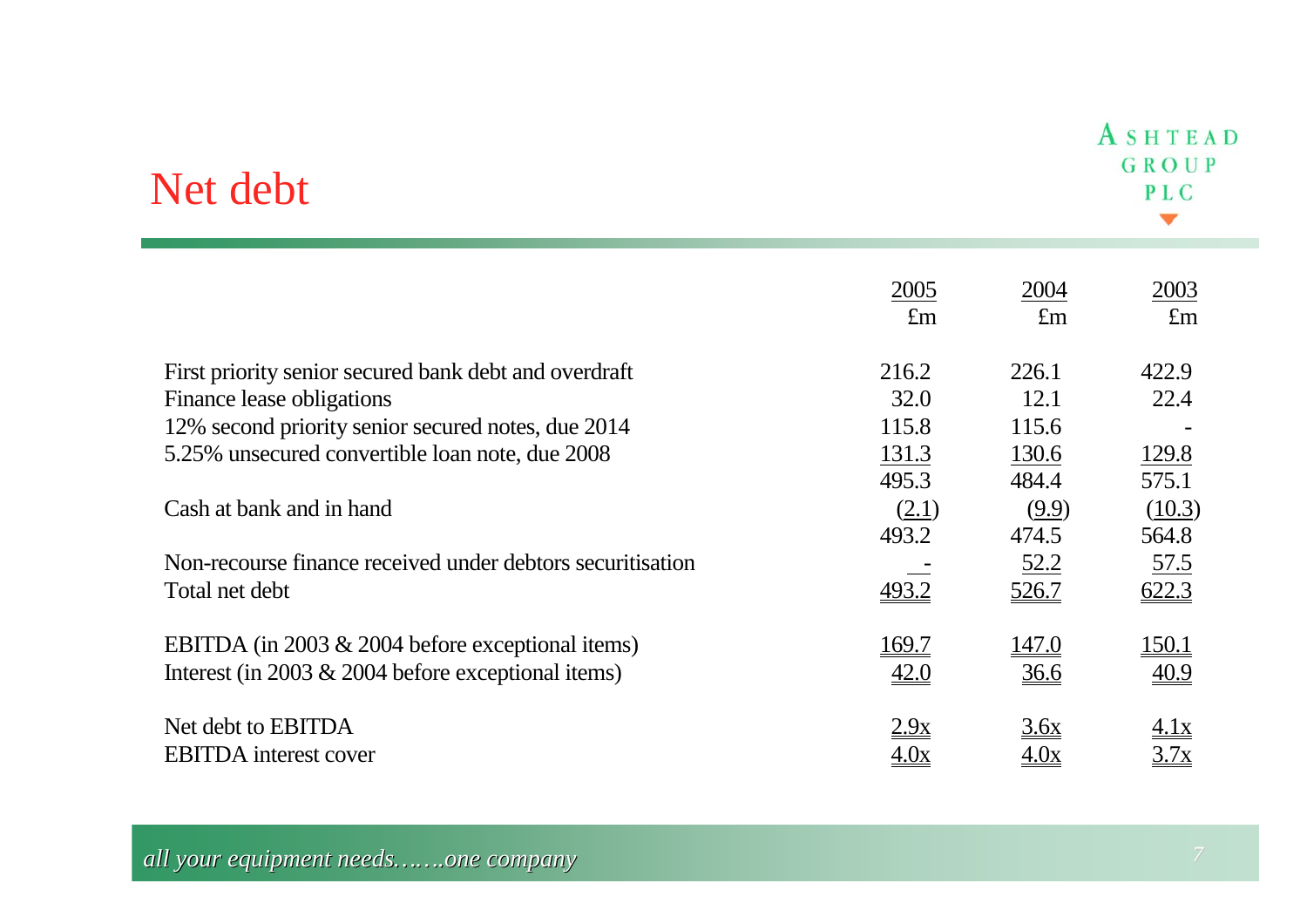# Net debt

| | 2005 £m | 2004 £m | 2003 £m |
|---|---|---|---|
| First priority senior secured bank debt and overdraft | 216.2 | 226.1 | 422.9 |
| Finance lease obligations | 32.0 | 12.1 | 22.4 |
| 12% second priority senior secured notes, due 2014 | 115.8 | 115.6 | - |
| 5.25% unsecured convertible loan note, due 2008 | 131.3 | 130.6 | 129.8 |
| | 495.3 | 484.4 | 575.1 |
| Cash at bank and in hand | (2.1) | (9.9) | (10.3) |
| | 493.2 | 474.5 | 564.8 |
| Non-recourse finance received under debtors securitisation | - | 52.2 | 57.5 |
| Total net debt | 493.2 | 526.7 | 622.3 |
| EBITDA (in 2003 & 2004 before exceptional items) | 169.7 | 147.0 | 150.1 |
| Interest (in 2003 & 2004 before exceptional items) | 42.0 | 36.6 | 40.9 |
| Net debt to EBITDA | 2.9x | 3.6x | 4.1x |
| EBITDA interest cover | 4.0x | 4.0x | 3.7x |

*all your equipment needs…….one company*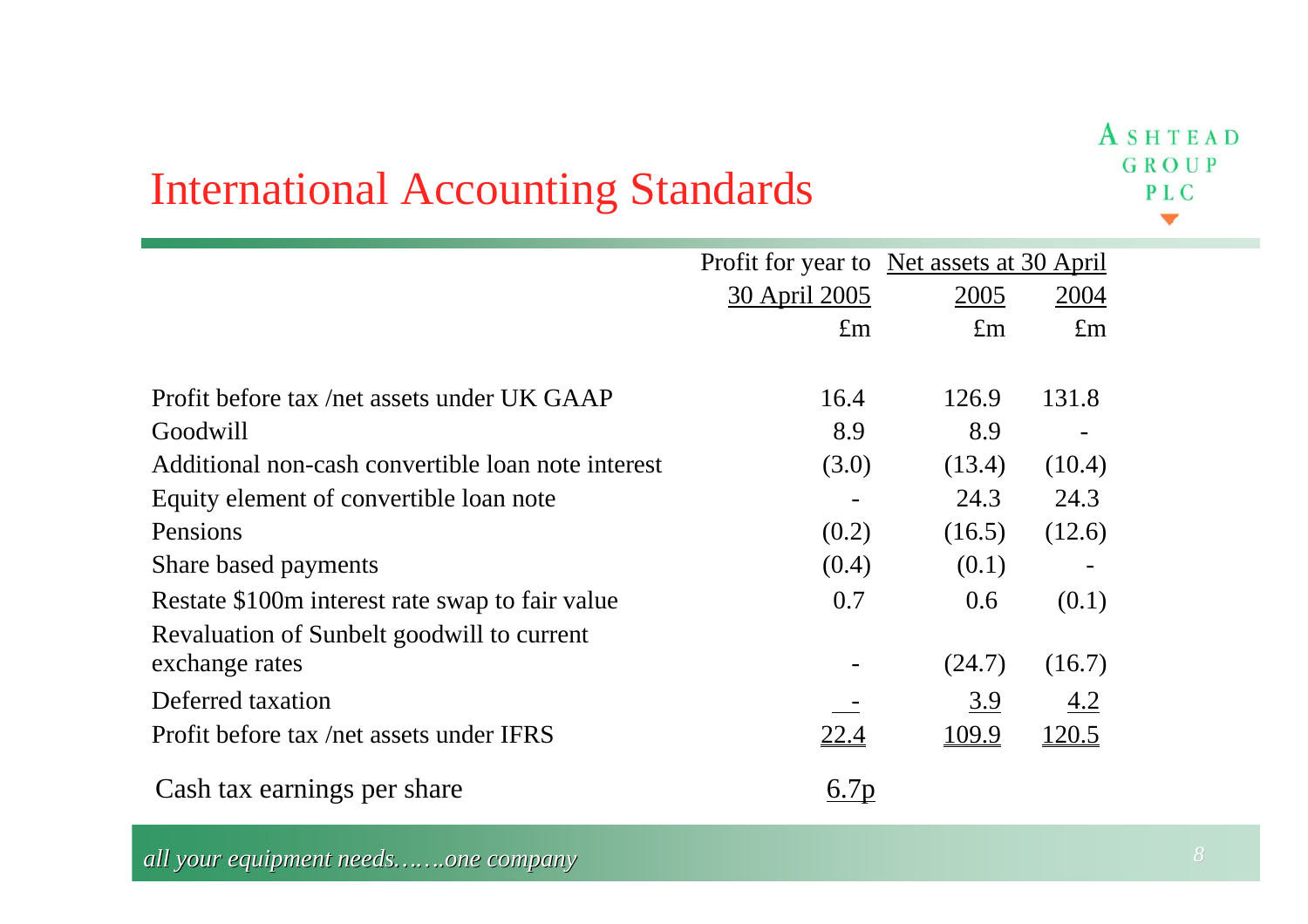# International Accounting Standards

| | Profit for year to 30 April 2005 £m | Net assets at 30 April 2005 £m | 2004 £m |
|---|---|---|---|
| Profit before tax /net assets under UK GAAP | 16.4 | 126.9 | 131.8 |
| Goodwill | 8.9 | 8.9 | - |
| Additional non-cash convertible loan note interest | (3.0) | (13.4) | (10.4) |
| Equity element of convertible loan note | - | 24.3 | 24.3 |
| Pensions | (0.2) | (16.5) | (12.6) |
| Share based payments | (0.4) | (0.1) | - |
| Restate $100m interest rate swap to fair value | 0.7 | 0.6 | (0.1) |
| Revaluation of Sunbelt goodwill to current exchange rates | - | (24.7) | (16.7) |
| Deferred taxation | - | 3.9 | 4.2 |
| Profit before tax /net assets under IFRS | 22.4 | 109.9 | 120.5 |
| Cash tax earnings per share | 6.7p | | |

*all your equipment needs…….one company*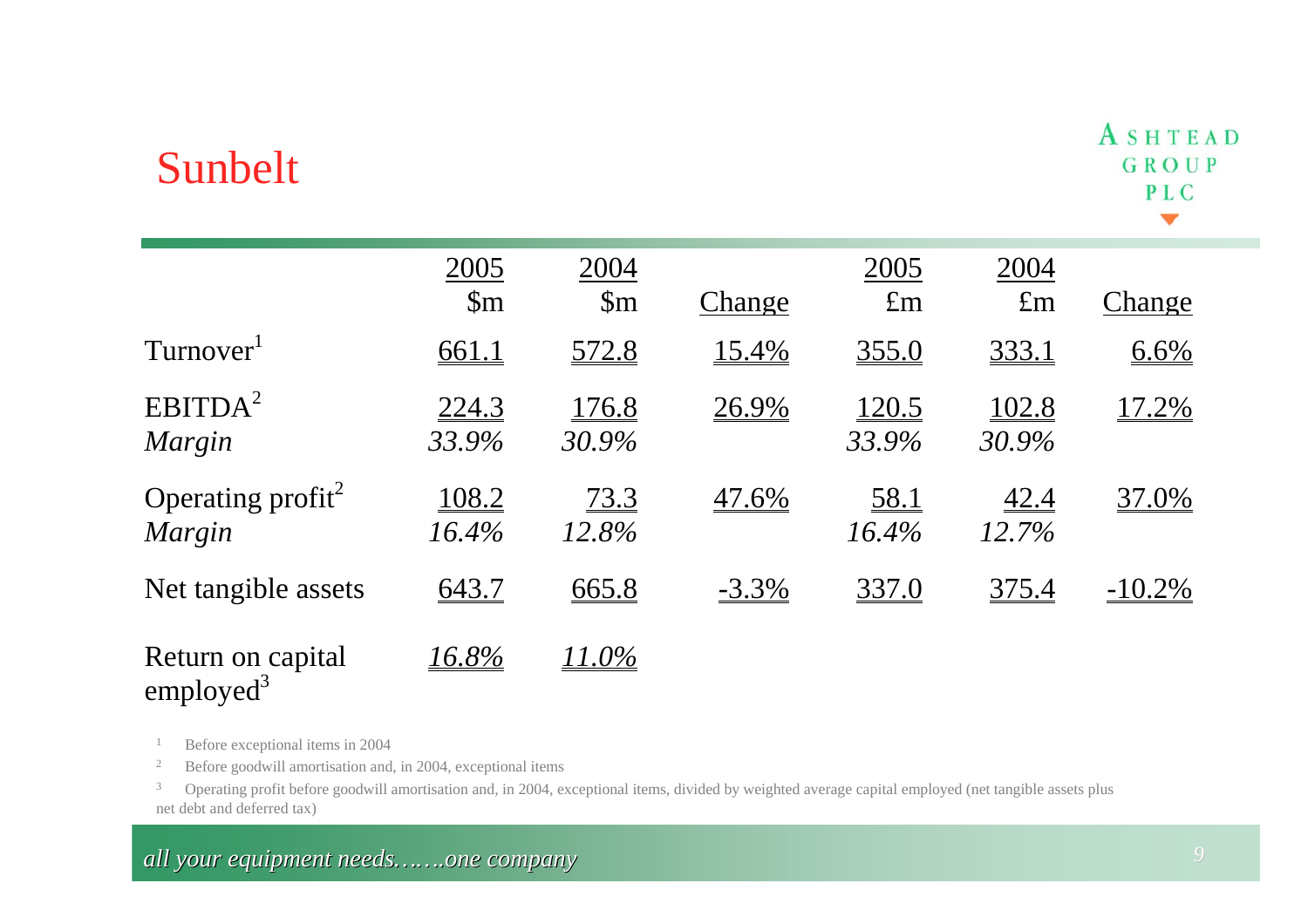# Sunbelt

| | 2005 $m | 2004 $m | Change | 2005 £m | 2004 £m | Change |
|---|---|---|---|---|---|---|
| Turnover[1] | 661.1 | 572.8 | 15.4% | 355.0 | 333.1 | 6.6% |
| EBITDA[2] | 224.3 | 176.8 | 26.9% | 120.5 | 102.8 | 17.2% |
| *Margin* | *33.9%* | *30.9%* | | *33.9%* | *30.9%* | |
| Operating profit[2] | 108.2 | 73.3 | 47.6% | 58.1 | 42.4 | 37.0% |
| *Margin* | *16.4%* | *12.8%* | | *16.4%* | *12.7%* | |
| Net tangible assets | 643.7 | 665.8 | -3.3% | 337.0 | 375.4 | -10.2% |
| Return on capital employed[3] | *16.8%* | *11.0%* | | | | |

1 Before exceptional items in 2004

2 Before goodwill amortisation and, in 2004, exceptional items

3 Operating profit before goodwill amortisation and, in 2004, exceptional items, divided by weighted average capital employed (net tangible assets plus net debt and deferred tax)

*all your equipment needs…….one company*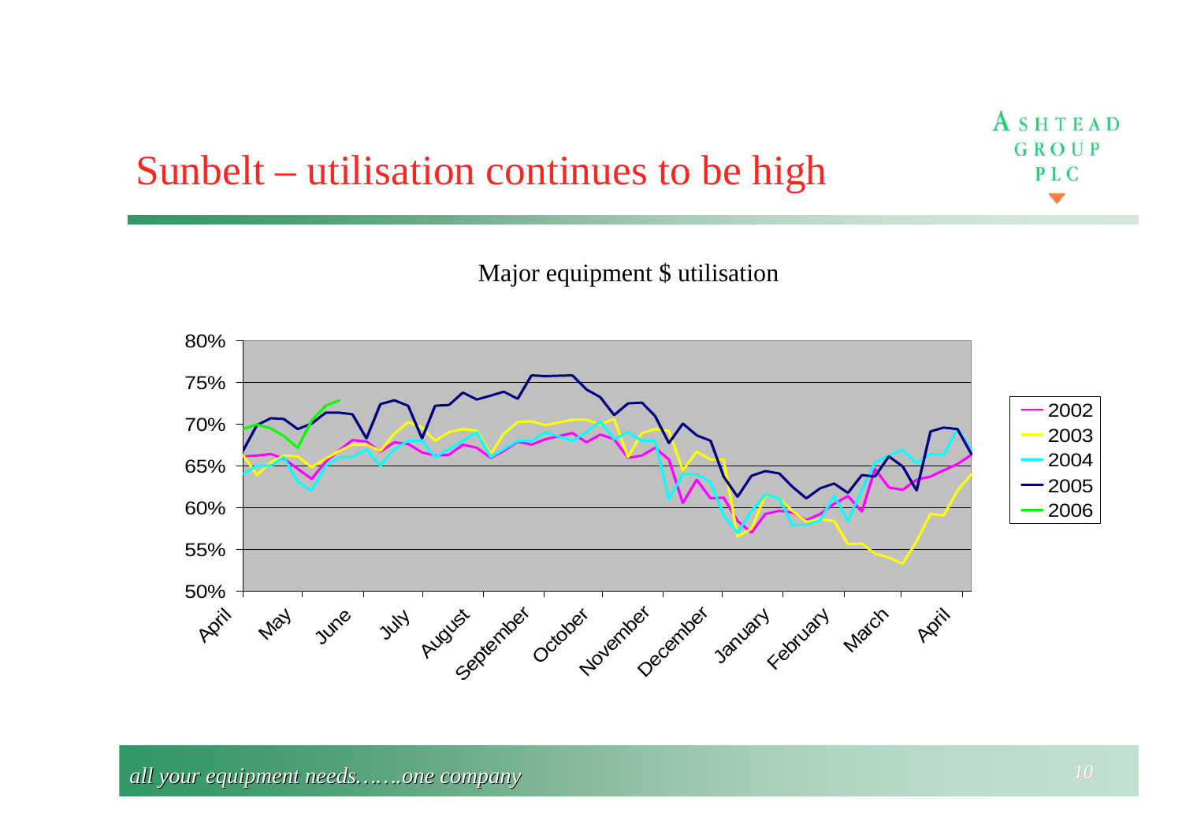# Sunbelt – utilisation continues to be high

Major equipment $ utilisation

80%
75%
70%
65%
60%
55%
50%

April
May
June
July
August
September
October
November
December
January
February
March
April

2002
2003
2004
2005
2006

*all your equipment needs…….one company*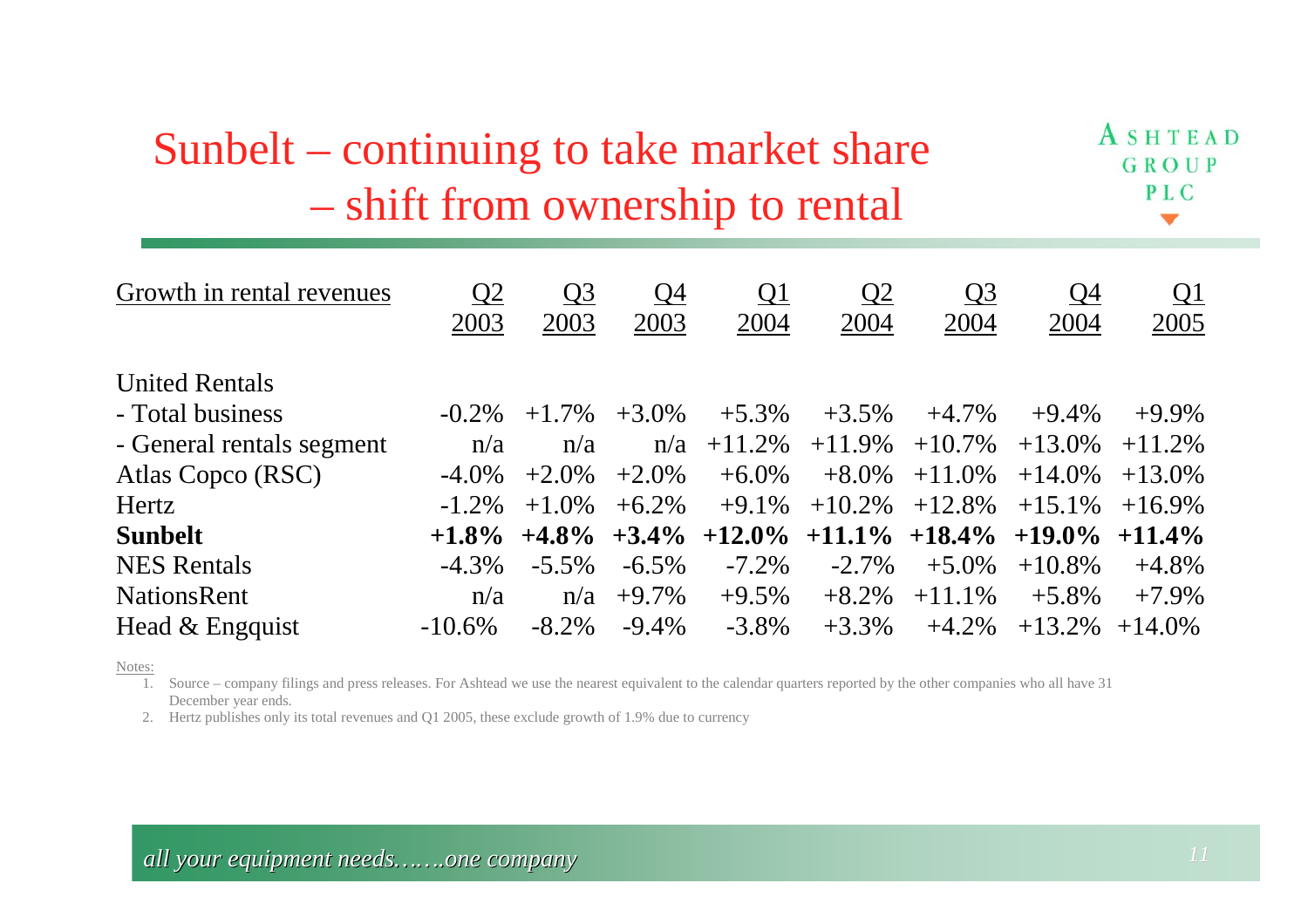# Sunbelt – continuing to take market share – shift from ownership to rental

| Growth in rental revenues | Q2 2003 | Q3 2003 | Q4 2003 | Q1 2004 | Q2 2004 | Q3 2004 | Q4 2004 | Q1 2005 |
|---|---|---|---|---|---|---|---|---|
| United Rentals | | | | | | | | |
| - Total business | -0.2% | +1.7% | +3.0% | +5.3% | +3.5% | +4.7% | +9.4% | +9.9% |
| - General rentals segment | n/a | n/a | n/a | +11.2% | +11.9% | +10.7% | +13.0% | +11.2% |
| Atlas Copco (RSC) | -4.0% | +2.0% | +2.0% | +6.0% | +8.0% | +11.0% | +14.0% | +13.0% |
| Hertz | -1.2% | +1.0% | +6.2% | +9.1% | +10.2% | +12.8% | +15.1% | +16.9% |
| **Sunbelt** | **+1.8%** | **+4.8%** | **+3.4%** | **+12.0%** | **+11.1%** | **+18.4%** | **+19.0%** | **+11.4%** |
| NES Rentals | -4.3% | -5.5% | -6.5% | -7.2% | -2.7% | +5.0% | +10.8% | +4.8% |
| NationsRent | n/a | n/a | +9.7% | +9.5% | +8.2% | +11.1% | +5.8% | +7.9% |
| Head & Engquist | -10.6% | -8.2% | -9.4% | -3.8% | +3.3% | +4.2% | +13.2% | +14.0% |

Notes:

1. Source – company filings and press releases. For Ashtead we use the nearest equivalent to the calendar quarters reported by the other companies who all have 31 December year ends.
2. Hertz publishes only its total revenues and Q1 2005, these exclude growth of 1.9% due to currency

*all your equipment needs…….one company*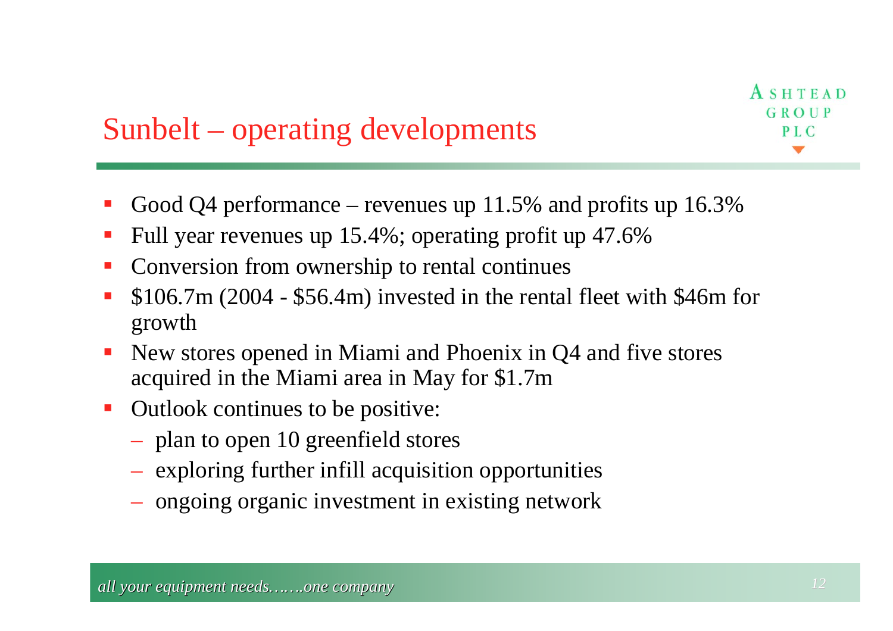# Sunbelt – operating developments

- Good Q4 performance – revenues up 11.5% and profits up 16.3%
- Full year revenues up 15.4%; operating profit up 47.6%
- Conversion from ownership to rental continues
- $106.7m (2004 - $56.4m) invested in the rental fleet with $46m for growth
- New stores opened in Miami and Phoenix in Q4 and five stores acquired in the Miami area in May for $1.7m
- Outlook continues to be positive:
  - plan to open 10 greenfield stores
  - exploring further infill acquisition opportunities
  - ongoing organic investment in existing network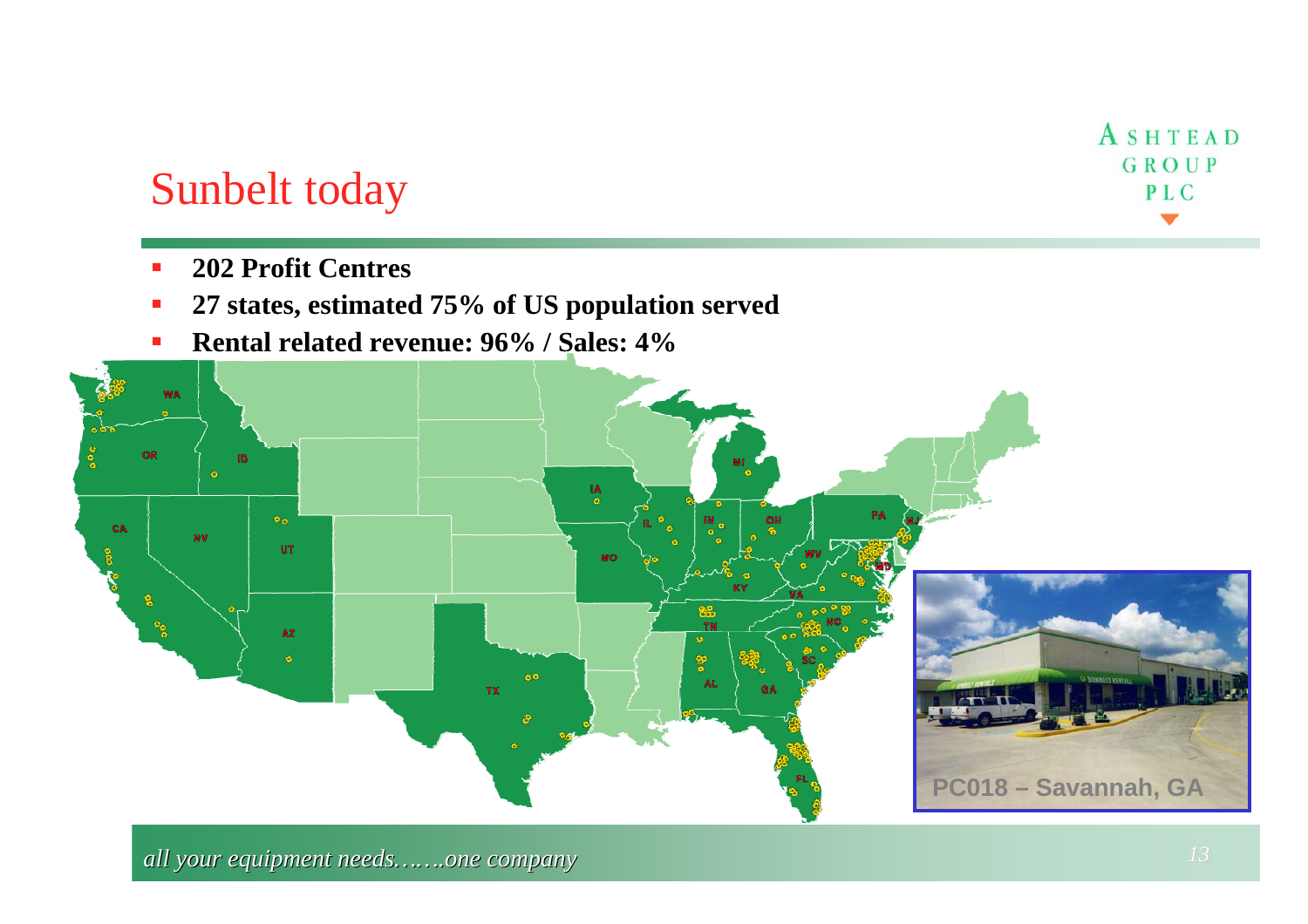# Sunbelt today

- **202 Profit Centres**
- **27 states, estimated 75% of US population served**
- **Rental related revenue: 96% / Sales: 4%**

WA
OR
ID
CA
NV
UT
AZ
TX
IA
MO
IL
IN
MI
OH
KY
TN
AL
GA
FL
SC
NC
VA
WV
MD
PA
NJ

PC018 – Savannah, GA

*all your equipment needs…….one company*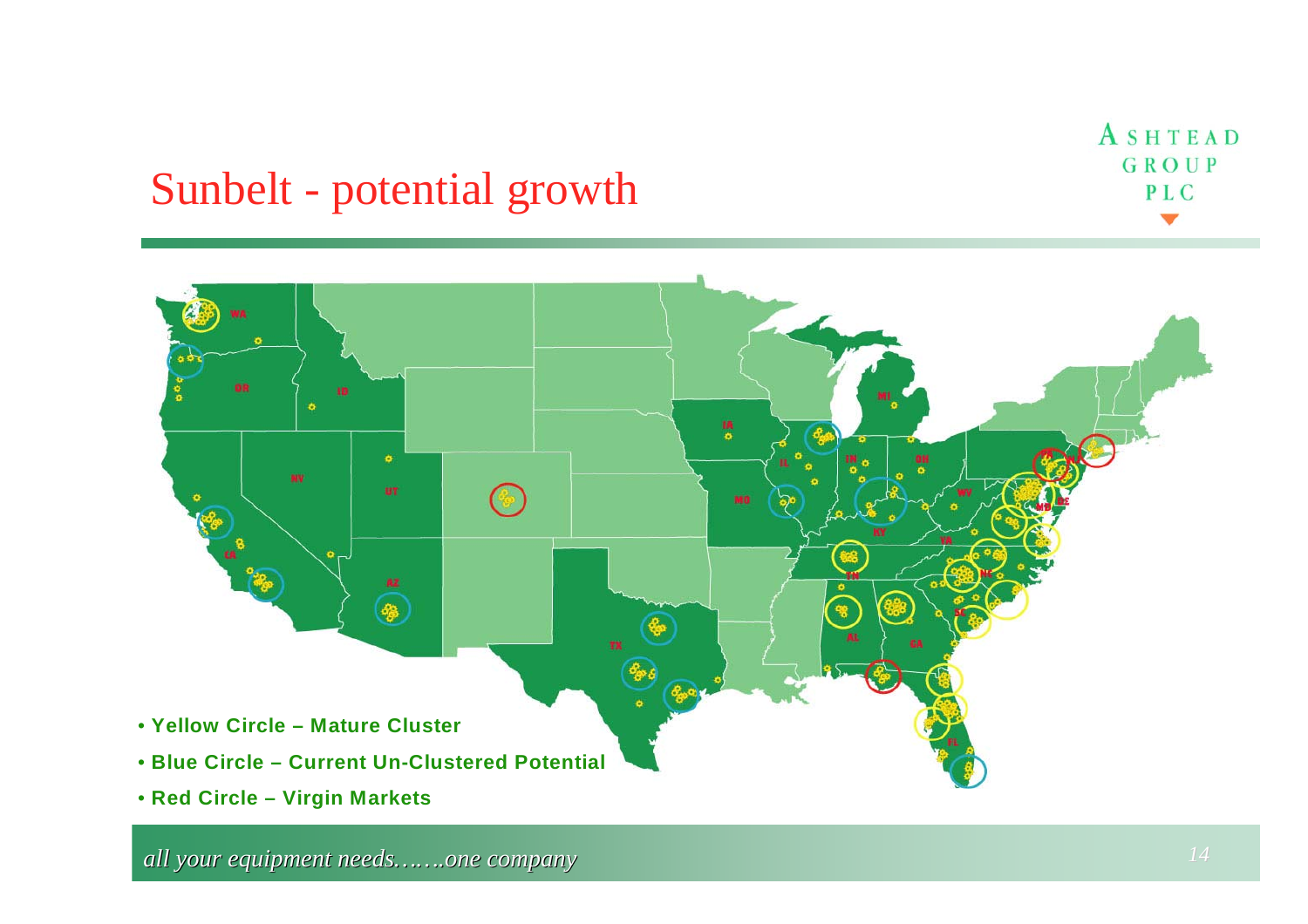# Sunbelt - potential growth

- **Yellow Circle – Mature Cluster**
- **Blue Circle – Current Un-Clustered Potential**
- **Red Circle – Virgin Markets**

WA
OR
ID
NV
UT
CA
AZ
TX
IA
MO
IL
IN
MI
OH
KY
WV
VA
TN
NC
SC
AL
GA
FL
PA
NJ
MD
DE

*all your equipment needs…….one company*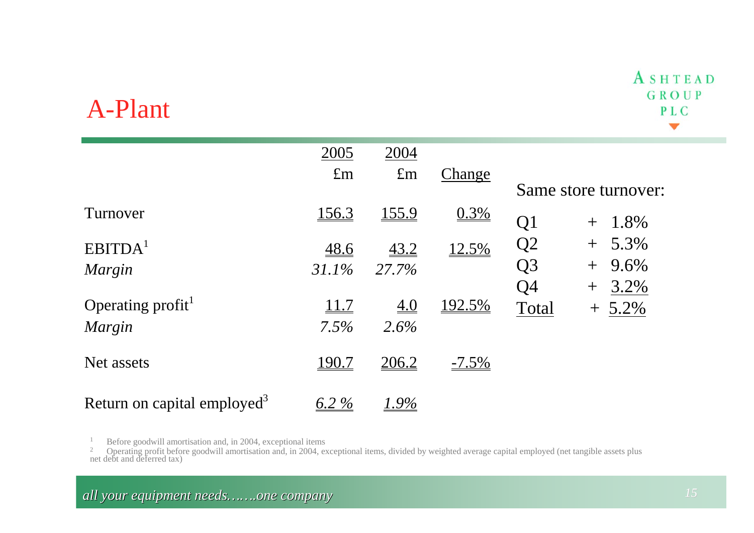# A-Plant

| | 2005 £m | 2004 £m | Change |
|---|---|---|---|
| Turnover | 156.3 | 155.9 | 0.3% |
| EBITDA[1] | 48.6 | 43.2 | 12.5% |
| *Margin* | *31.1%* | *27.7%* | |
| Operating profit[1] | 11.7 | 4.0 | 192.5% |
| *Margin* | *7.5%* | *2.6%* | |
| Net assets | 190.7 | 206.2 | -7.5% |
| Return on capital employed[3] | *6.2 %* | *1.9%* | |

Same store turnover:

| | |
|---|---|
| Q1 | + 1.8% |
| Q2 | + 5.3% |
| Q3 | + 9.6% |
| Q4 | + 3.2% |
| Total | + 5.2% |

[1] Before goodwill amortisation and, in 2004, exceptional items

[2] Operating profit before goodwill amortisation and, in 2004, exceptional items, divided by weighted average capital employed (net tangible assets plus net debt and deferred tax)

*all your equipment needs…….one company*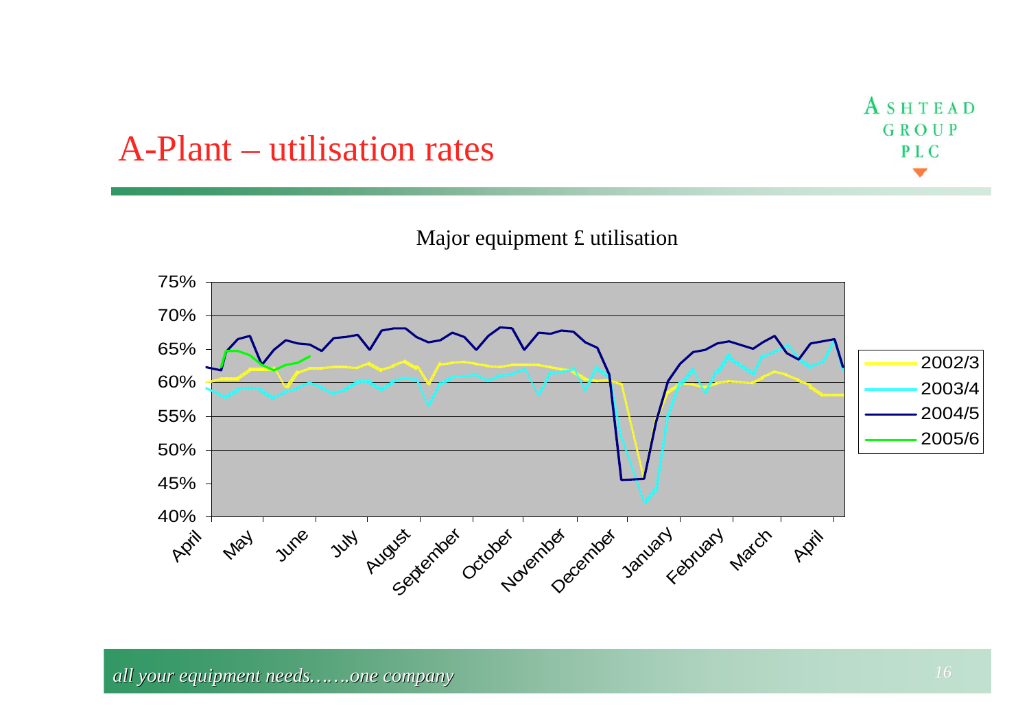# A-Plant – utilisation rates

Major equipment £ utilisation

75%
70%
65%
60%
55%
50%
45%
40%

April
May
June
July
August
September
October
November
December
January
February
March
April

2002/3
2003/4
2004/5
2005/6

*all your equipment needs…….one company*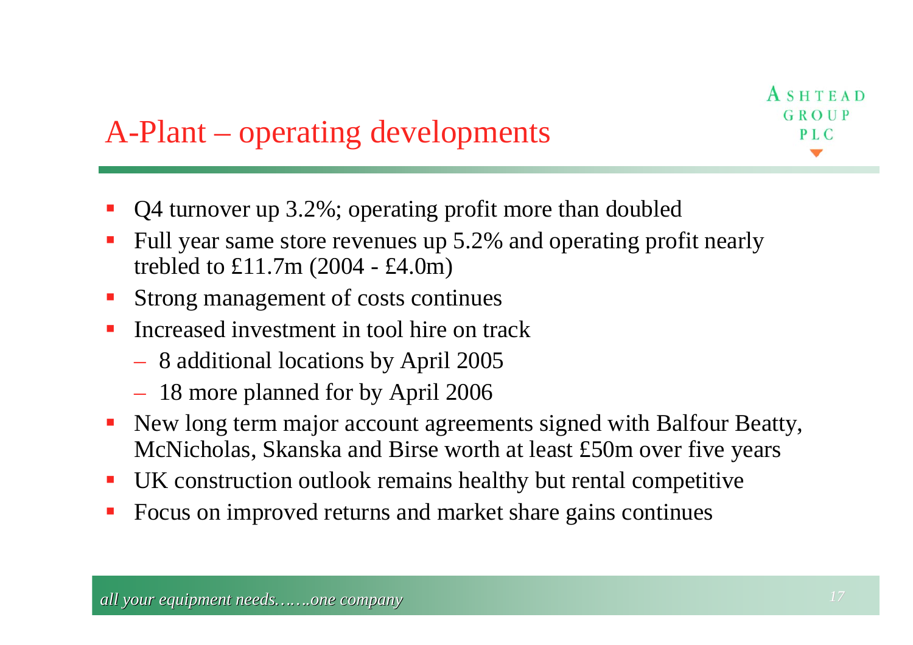# A-Plant – operating developments

- Q4 turnover up 3.2%; operating profit more than doubled
- Full year same store revenues up 5.2% and operating profit nearly trebled to £11.7m (2004 - £4.0m)
- Strong management of costs continues
- Increased investment in tool hire on track
  - 8 additional locations by April 2005
  - 18 more planned for by April 2006
- New long term major account agreements signed with Balfour Beatty, McNicholas, Skanska and Birse worth at least £50m over five years
- UK construction outlook remains healthy but rental competitive
- Focus on improved returns and market share gains continues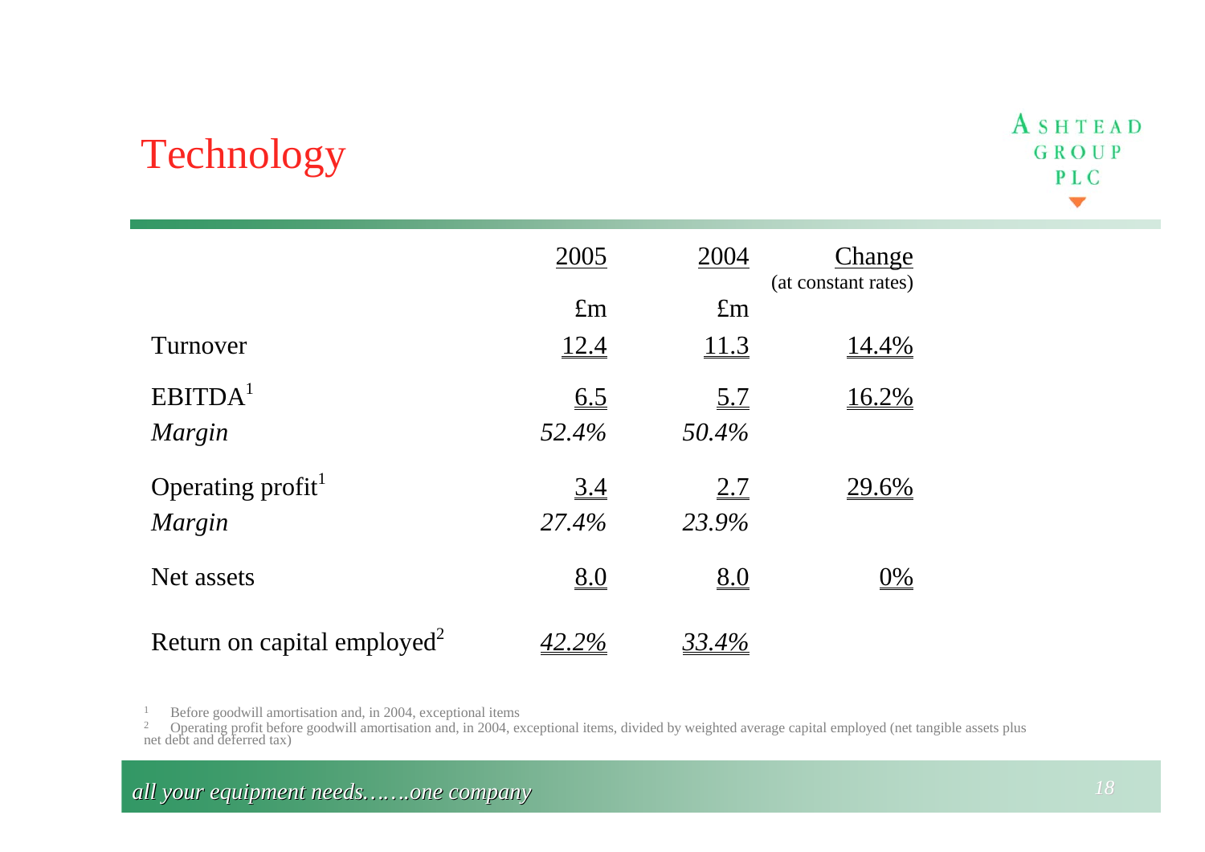# Technology

| | 2005 | 2004 | Change (at constant rates) |
|---|---|---|---|
| | £m | £m | |
| Turnover | 12.4 | 11.3 | 14.4% |
| EBITDA[1] | 6.5 | 5.7 | 16.2% |
| *Margin* | *52.4%* | *50.4%* | |
| Operating profit[1] | 3.4 | 2.7 | 29.6% |
| *Margin* | *27.4%* | *23.9%* | |
| Net assets | 8.0 | 8.0 | 0% |
| Return on capital employed[2] | *42.2%* | *33.4%* | |

[1] Before goodwill amortisation and, in 2004, exceptional items

[2] Operating profit before goodwill amortisation and, in 2004, exceptional items, divided by weighted average capital employed (net tangible assets plus net debt and deferred tax)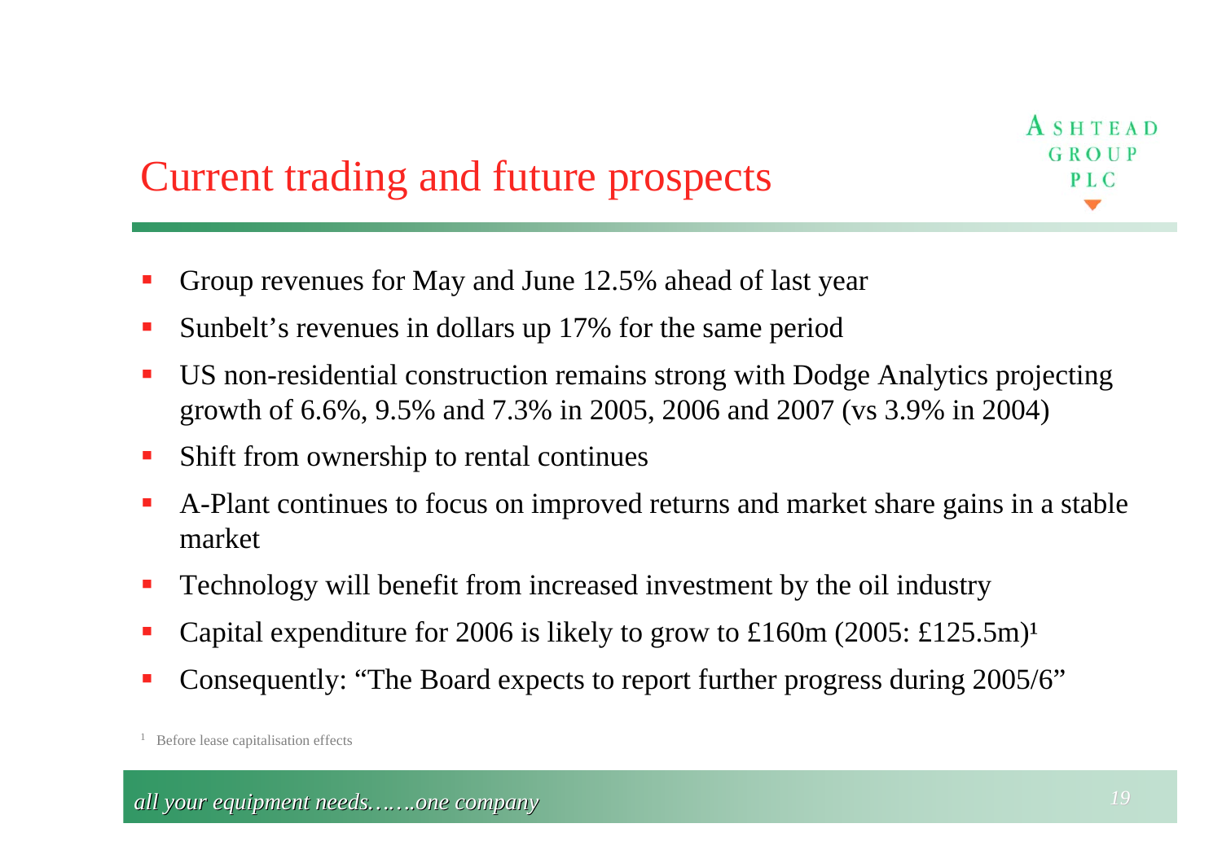# Current trading and future prospects

- Group revenues for May and June 12.5% ahead of last year
- Sunbelt's revenues in dollars up 17% for the same period
- US non-residential construction remains strong with Dodge Analytics projecting growth of 6.6%, 9.5% and 7.3% in 2005, 2006 and 2007 (vs 3.9% in 2004)
- Shift from ownership to rental continues
- A-Plant continues to focus on improved returns and market share gains in a stable market
- Technology will benefit from increased investment by the oil industry
- Capital expenditure for 2006 is likely to grow to £160m (2005: £125.5m)[1]
- Consequently: "The Board expects to report further progress during 2005/6"

[1] Before lease capitalisation effects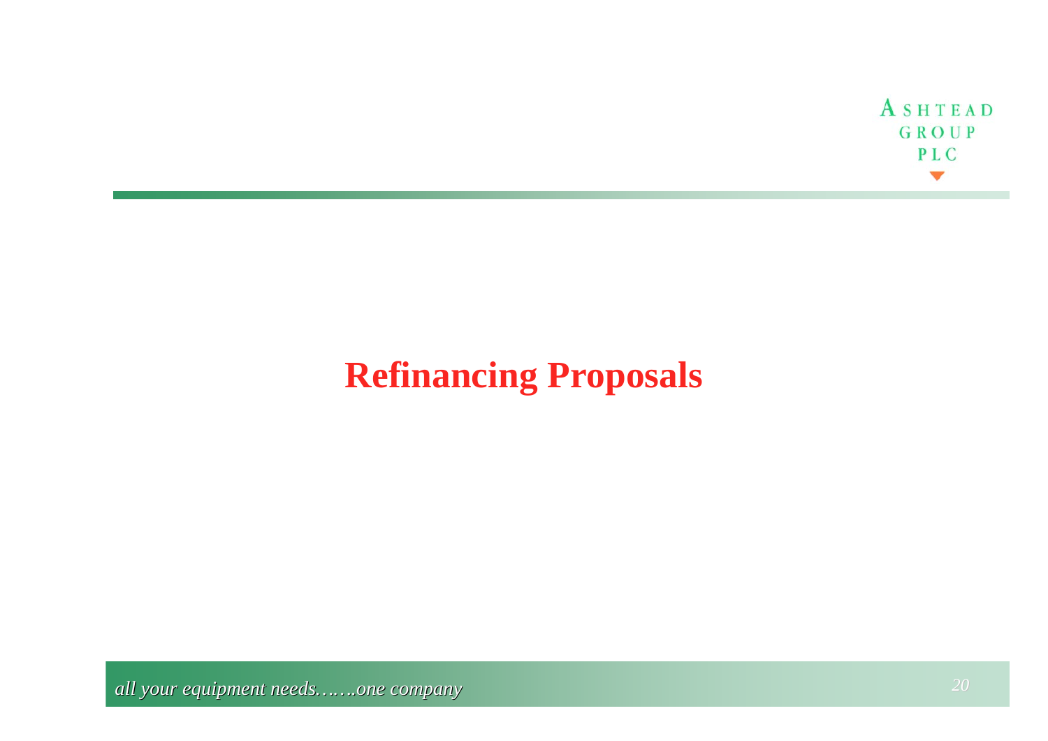# Refinancing Proposals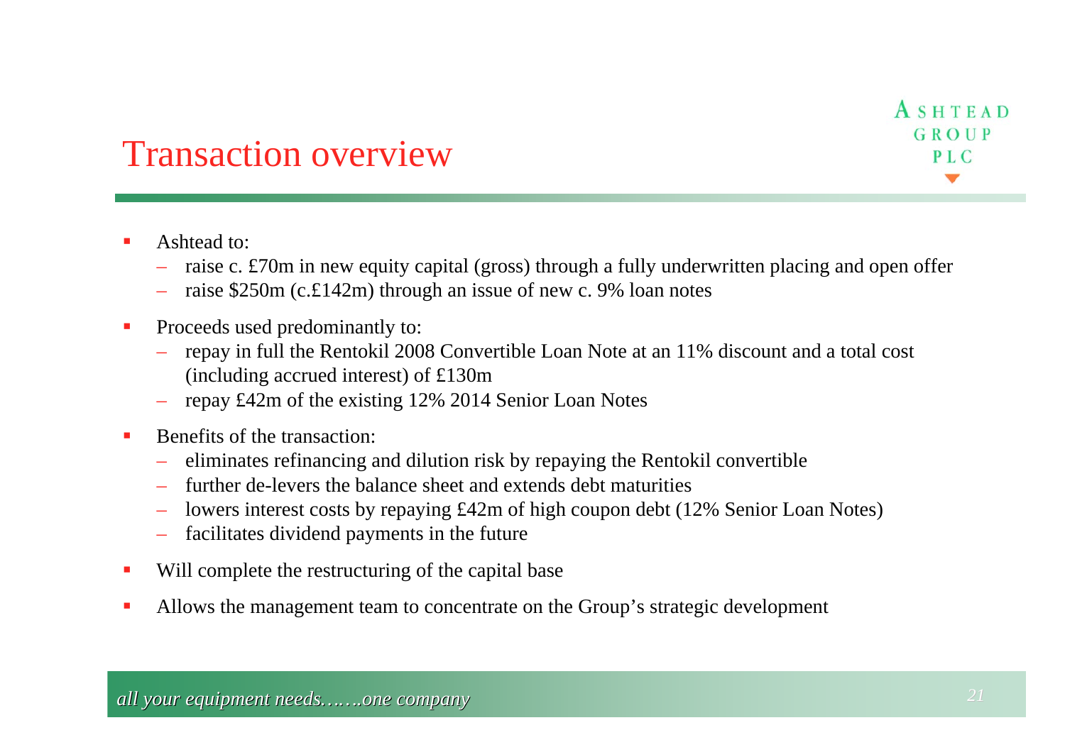# Transaction overview

- Ashtead to:
  - raise c. £70m in new equity capital (gross) through a fully underwritten placing and open offer
  - raise $250m (c.£142m) through an issue of new c. 9% loan notes
- Proceeds used predominantly to:
  - repay in full the Rentokil 2008 Convertible Loan Note at an 11% discount and a total cost (including accrued interest) of £130m
  - repay £42m of the existing 12% 2014 Senior Loan Notes
- Benefits of the transaction:
  - eliminates refinancing and dilution risk by repaying the Rentokil convertible
  - further de-levers the balance sheet and extends debt maturities
  - lowers interest costs by repaying £42m of high coupon debt (12% Senior Loan Notes)
  - facilitates dividend payments in the future
- Will complete the restructuring of the capital base
- Allows the management team to concentrate on the Group's strategic development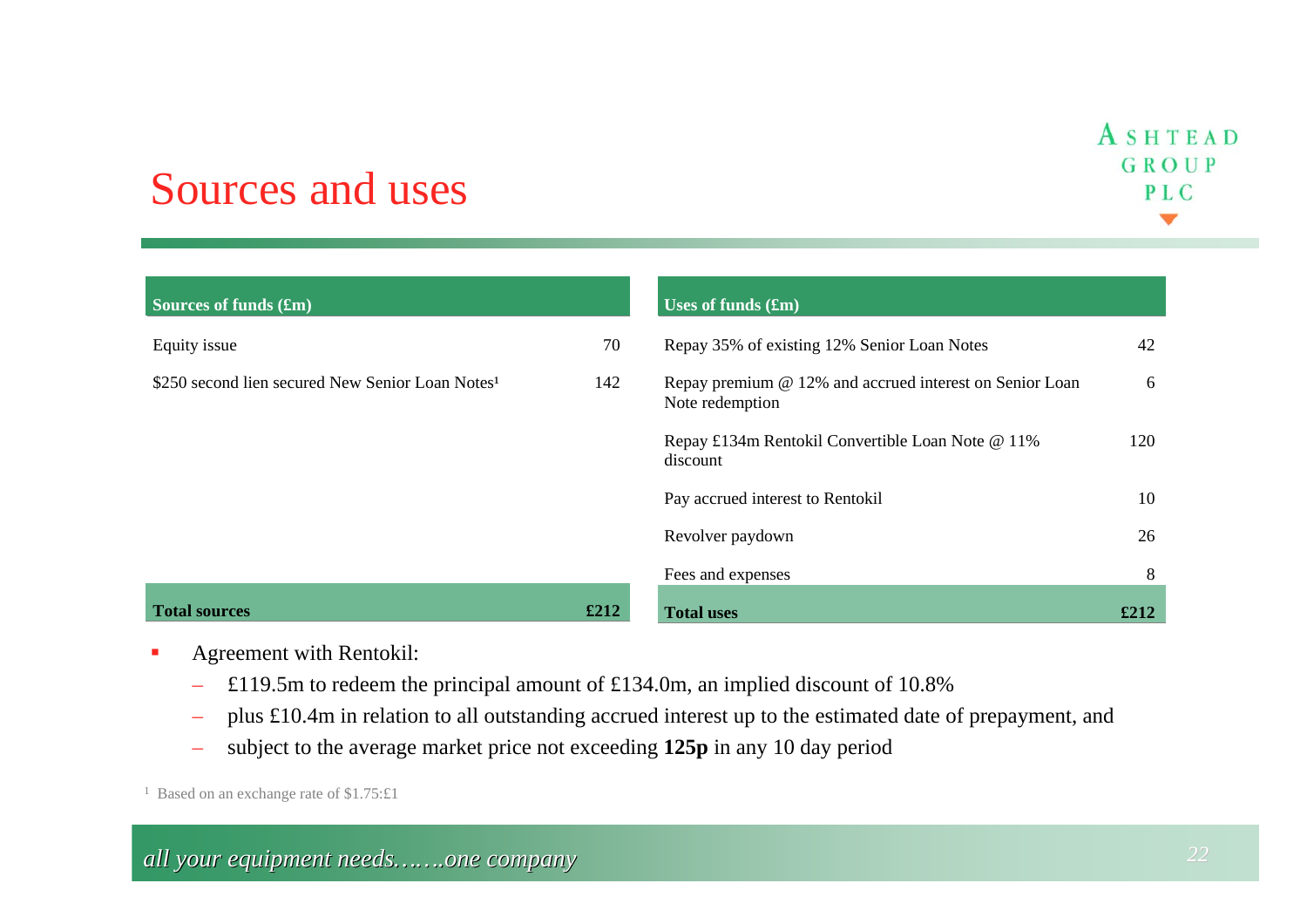# Sources and uses

| Sources of funds (£m) | |
|---|---|
| Equity issue | 70 |
| $250 second lien secured New Senior Loan Notes[1] | 142 |
| **Total sources** | **£212** |

| Uses of funds (£m) | |
|---|---|
| Repay 35% of existing 12% Senior Loan Notes | 42 |
| Repay premium @ 12% and accrued interest on Senior Loan Note redemption | 6 |
| Repay £134m Rentokil Convertible Loan Note @ 11% discount | 120 |
| Pay accrued interest to Rentokil | 10 |
| Revolver paydown | 26 |
| Fees and expenses | 8 |
| **Total uses** | **£212** |

- Agreement with Rentokil:
  - £119.5m to redeem the principal amount of £134.0m, an implied discount of 10.8%
  - plus £10.4m in relation to all outstanding accrued interest up to the estimated date of prepayment, and
  - subject to the average market price not exceeding **125p** in any 10 day period

[1] Based on an exchange rate of $1.75:£1

*all your equipment needs…….one company*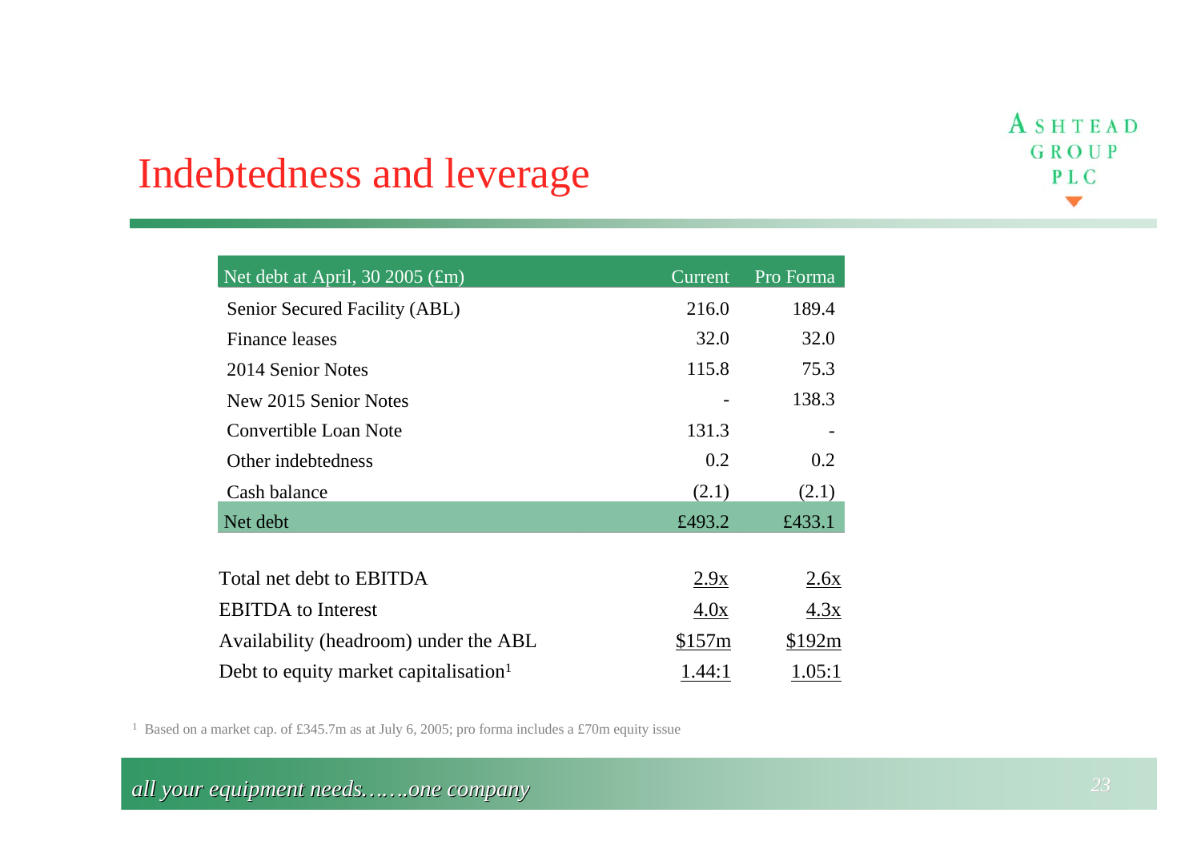# Indebtedness and leverage

| Net debt at April, 30 2005 (£m) | Current | Pro Forma |
|---|---|---|
| Senior Secured Facility (ABL) | 216.0 | 189.4 |
| Finance leases | 32.0 | 32.0 |
| 2014 Senior Notes | 115.8 | 75.3 |
| New 2015 Senior Notes | - | 138.3 |
| Convertible Loan Note | 131.3 | - |
| Other indebtedness | 0.2 | 0.2 |
| Cash balance | (2.1) | (2.1) |
| Net debt | £493.2 | £433.1 |

| | | |
|---|---|---|
| Total net debt to EBITDA | 2.9x | 2.6x |
| EBITDA to Interest | 4.0x | 4.3x |
| Availability (headroom) under the ABL | $157m | $192m |
| Debt to equity market capitalisation[1] | 1.44:1 | 1.05:1 |

[1] Based on a market cap. of £345.7m as at July 6, 2005; pro forma includes a £70m equity issue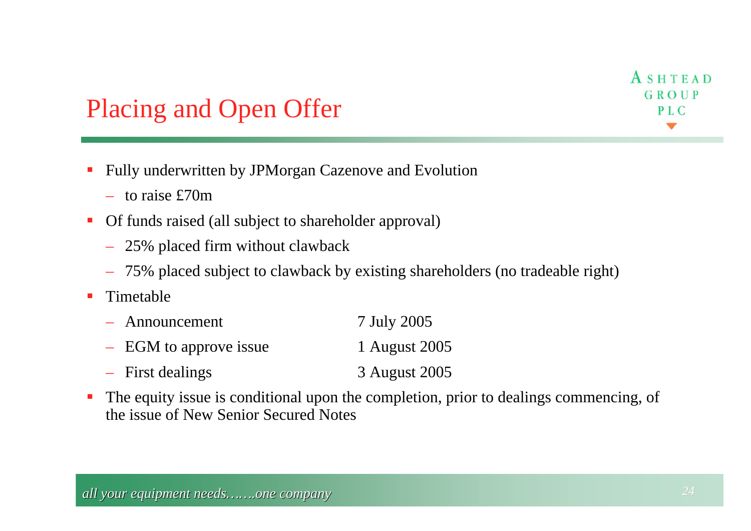# Placing and Open Offer

- Fully underwritten by JPMorgan Cazenove and Evolution
  - to raise £70m
- Of funds raised (all subject to shareholder approval)
  - 25% placed firm without clawback
  - 75% placed subject to clawback by existing shareholders (no tradeable right)
- Timetable

| | |
|---|---|
| – Announcement | 7 July 2005 |
| – EGM to approve issue | 1 August 2005 |
| – First dealings | 3 August 2005 |

- The equity issue is conditional upon the completion, prior to dealings commencing, of the issue of New Senior Secured Notes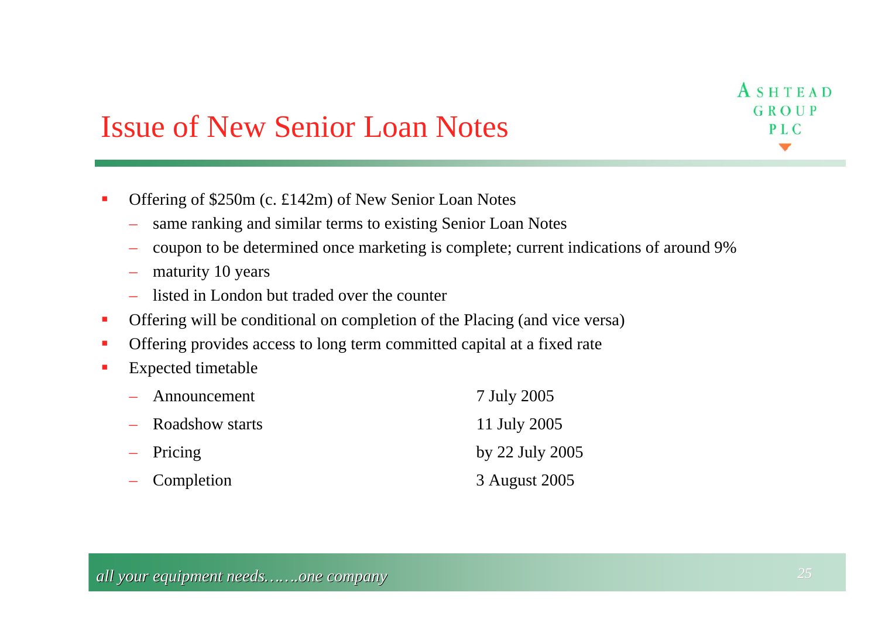# Issue of New Senior Loan Notes

- Offering of $250m (c. £142m) of New Senior Loan Notes
  - same ranking and similar terms to existing Senior Loan Notes
  - coupon to be determined once marketing is complete; current indications of around 9%
  - maturity 10 years
  - listed in London but traded over the counter
- Offering will be conditional on completion of the Placing (and vice versa)
- Offering provides access to long term committed capital at a fixed rate
- Expected timetable
  - Announcement — 7 July 2005
  - Roadshow starts — 11 July 2005
  - Pricing — by 22 July 2005
  - Completion — 3 August 2005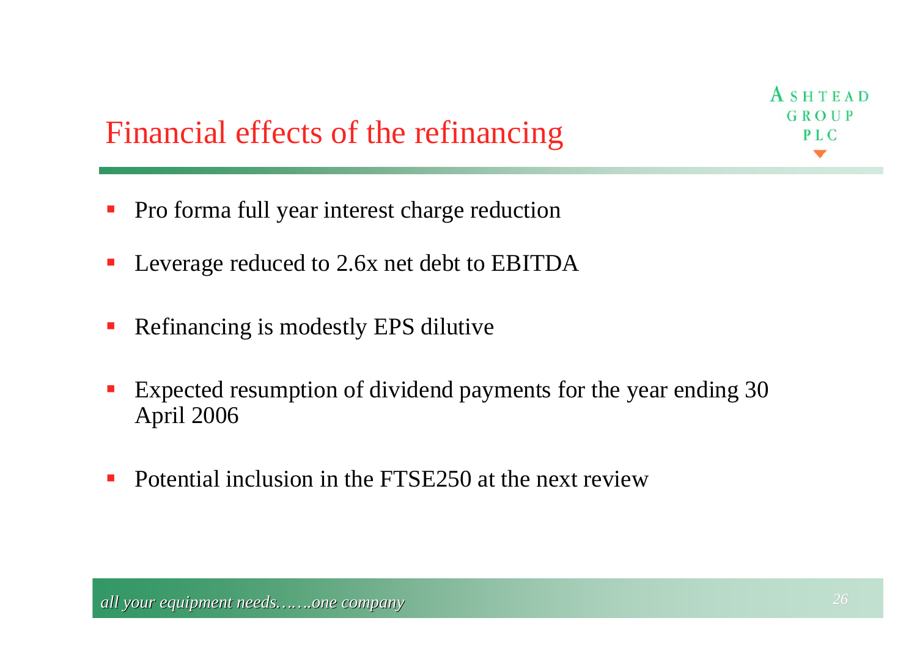# Financial effects of the refinancing

- Pro forma full year interest charge reduction
- Leverage reduced to 2.6x net debt to EBITDA
- Refinancing is modestly EPS dilutive
- Expected resumption of dividend payments for the year ending 30 April 2006
- Potential inclusion in the FTSE250 at the next review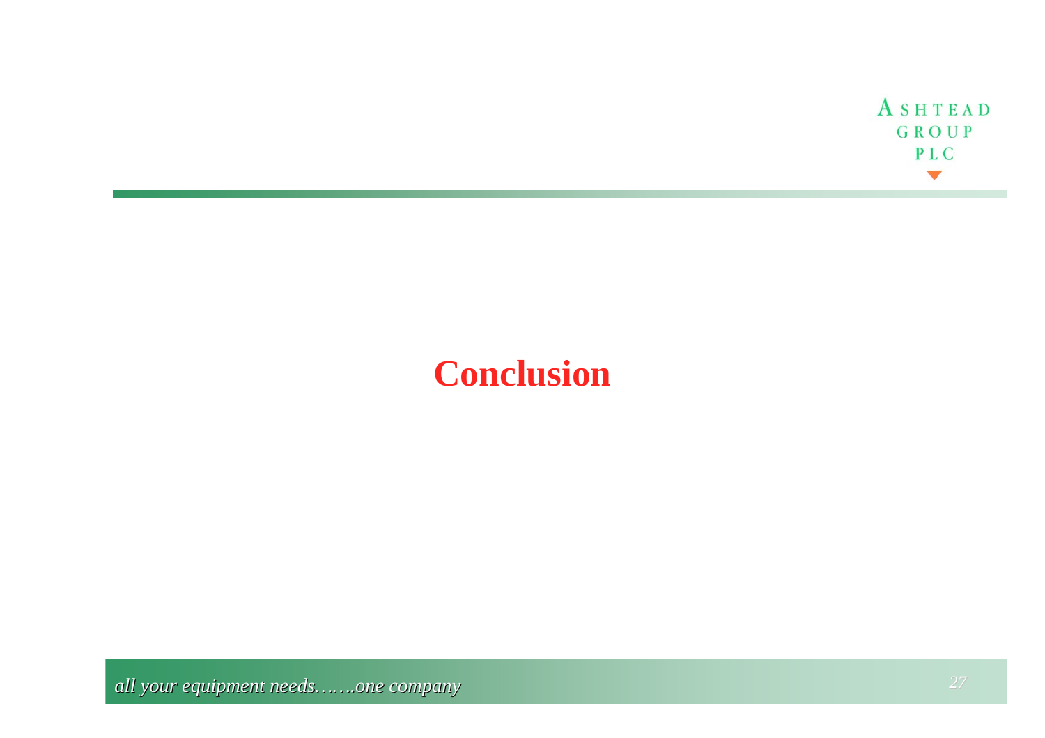# Conclusion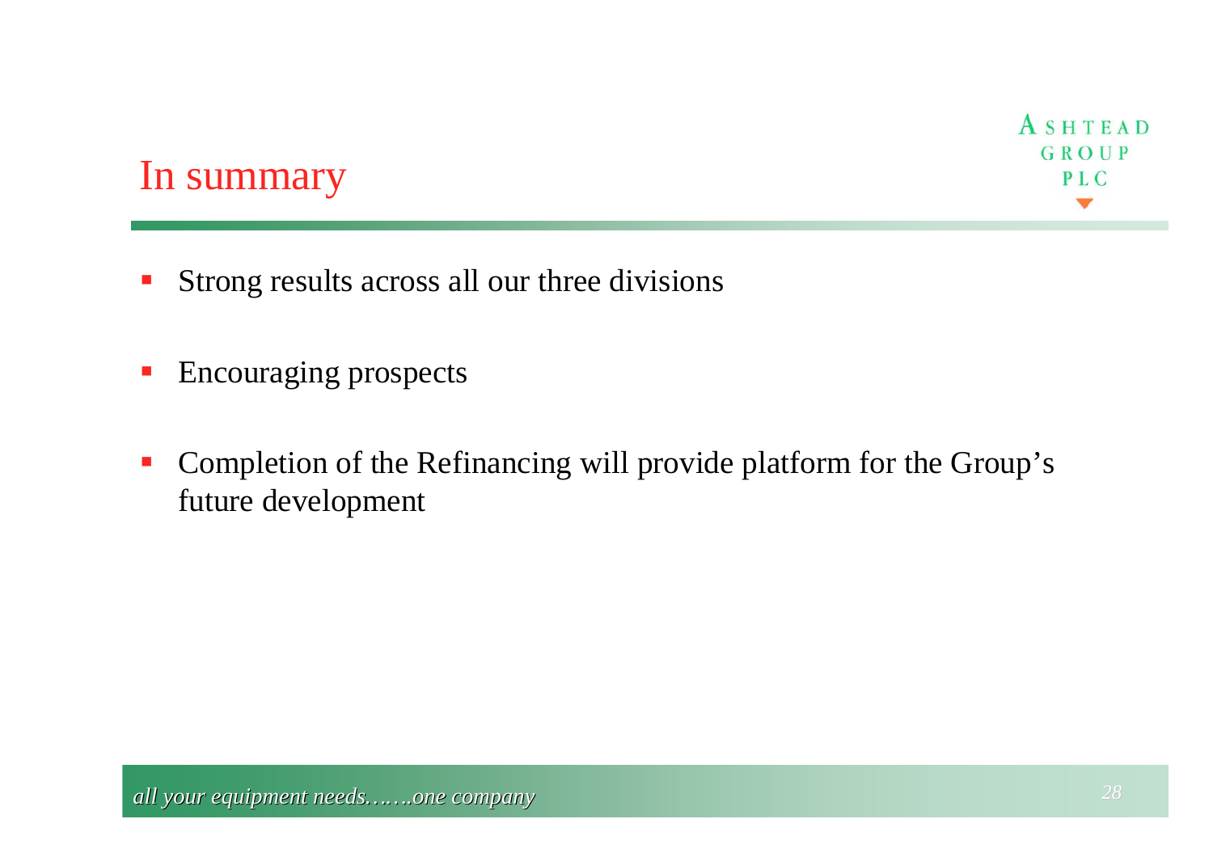# In summary

- Strong results across all our three divisions
- Encouraging prospects
- Completion of the Refinancing will provide platform for the Group's future development